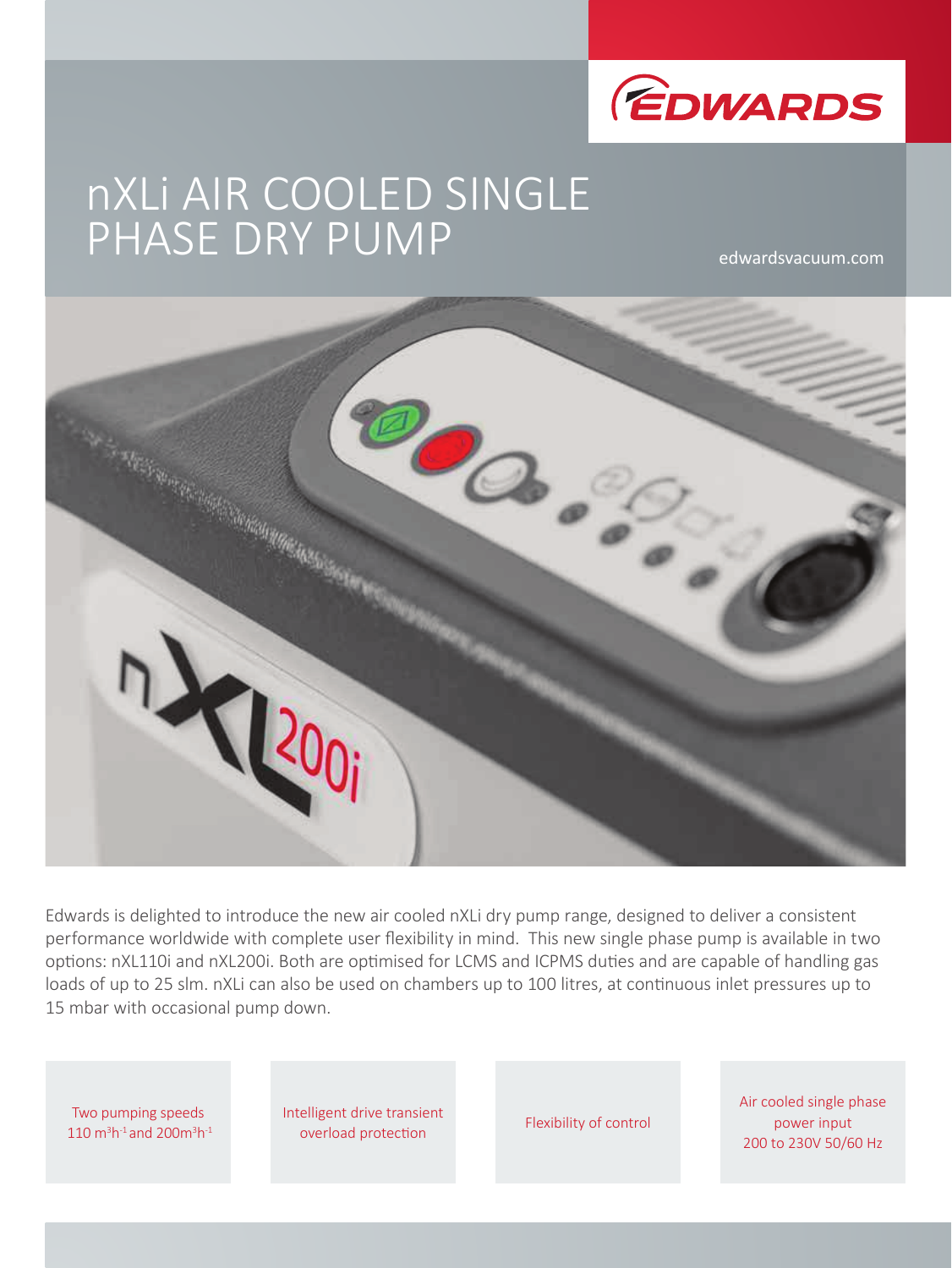EDWARDS

# nXLi AIR COOLED SINGLE PHASE DRY PUMP

edwardsvacuum.com

Edwards is delighted to introduce the new air cooled nXLi dry pump range, designed to deliver a consistent performance worldwide with complete user flexibility in mind. This new single phase pump is available in two options: nXL110i and nXL200i. Both are optimised for LCMS and ICPMS duties and are capable of handling gas loads of up to 25 slm. nXLi can also be used on chambers up to 100 litres, at continuous inlet pressures up to 15 mbar with occasional pump down.

- Two pumping speeds 110 $m^3h^{-1}$ and 200$m^3h^{-1}$
- Intelligent drive transient overload protection
- Flexibility of control
- Air cooled single phase power input 200 to 230V 50/60 Hz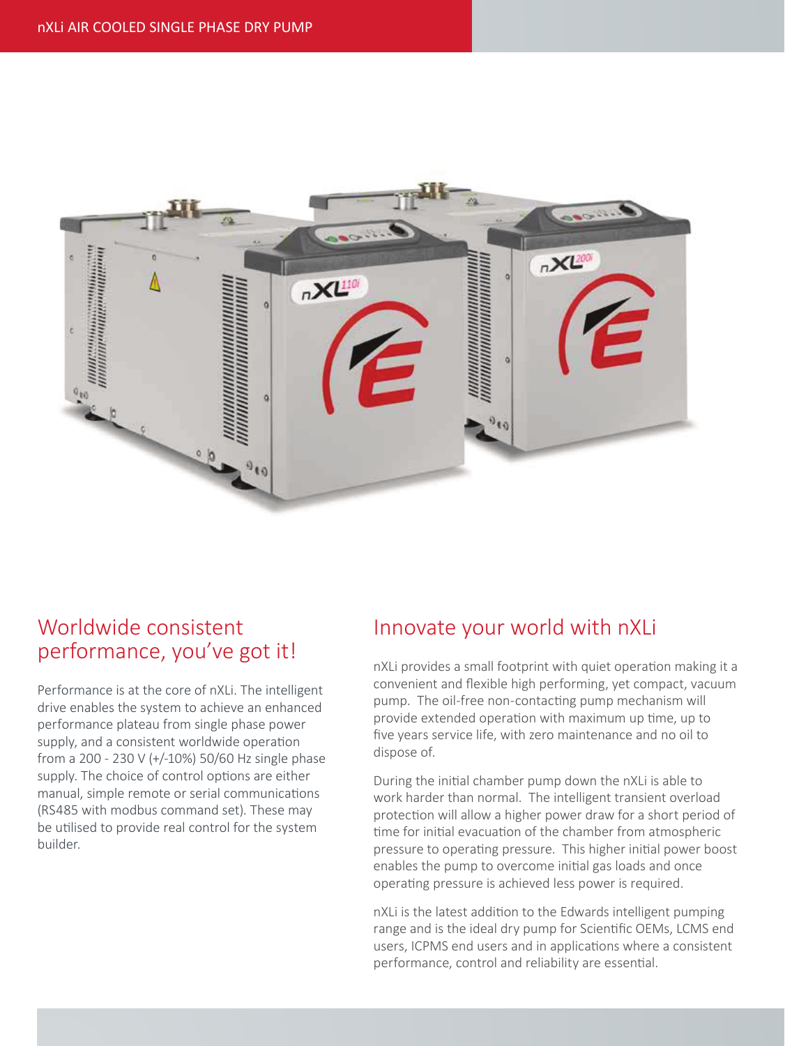## Worldwide consistent performance, you've got it!

Performance is at the core of nXLi. The intelligent drive enables the system to achieve an enhanced performance plateau from single phase power supply, and a consistent worldwide operation from a 200 - 230 V (+/-10%) 50/60 Hz single phase supply. The choice of control options are either manual, simple remote or serial communications (RS485 with modbus command set). These may be utilised to provide real control for the system builder.

## Innovate your world with nXLi

nXLi provides a small footprint with quiet operation making it a convenient and flexible high performing, yet compact, vacuum pump. The oil-free non-contacting pump mechanism will provide extended operation with maximum up time, up to five years service life, with zero maintenance and no oil to dispose of.

During the initial chamber pump down the nXLi is able to work harder than normal. The intelligent transient overload protection will allow a higher power draw for a short period of time for initial evacuation of the chamber from atmospheric pressure to operating pressure. This higher initial power boost enables the pump to overcome initial gas loads and once operating pressure is achieved less power is required.

nXLi is the latest addition to the Edwards intelligent pumping range and is the ideal dry pump for Scientific OEMs, LCMS end users, ICPMS end users and in applications where a consistent performance, control and reliability are essential.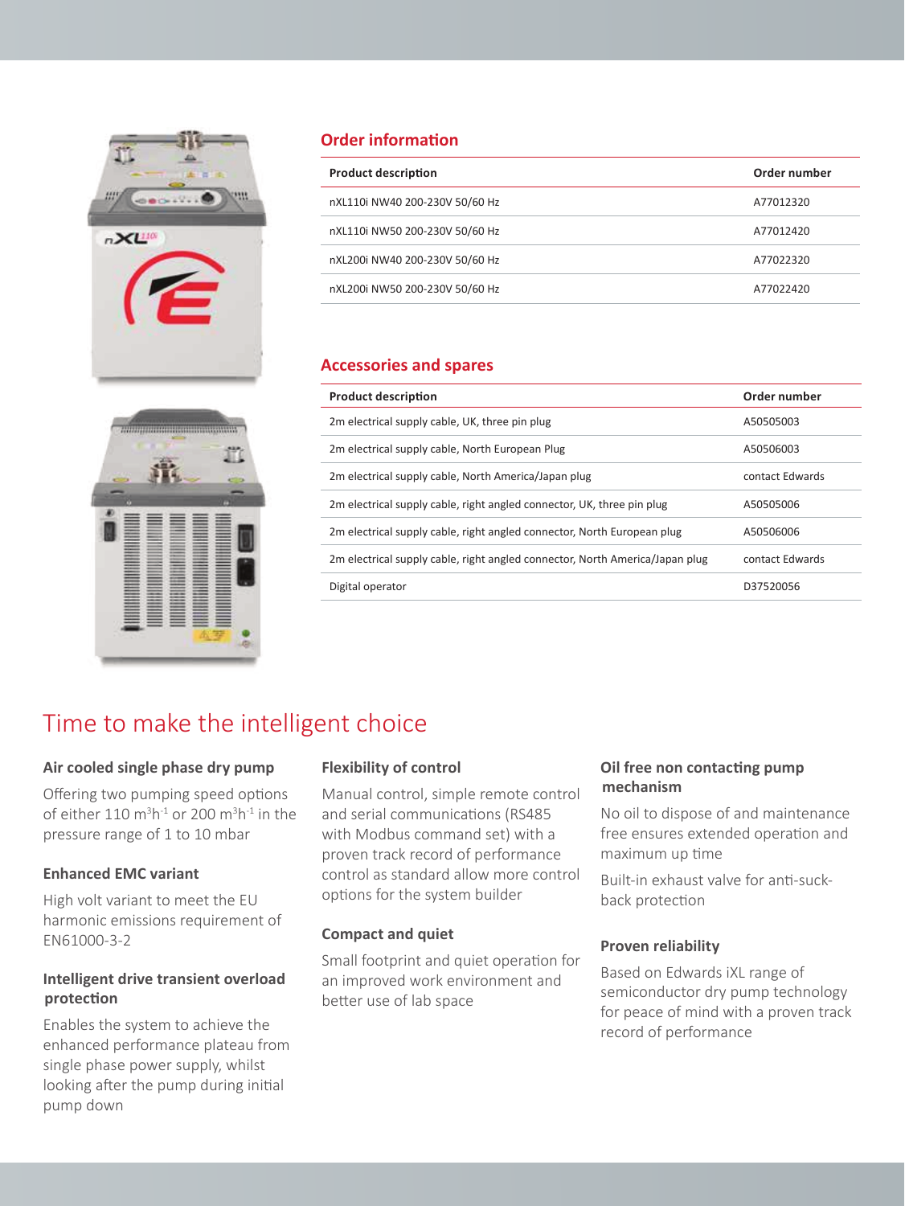## Order information

| Product description | Order number |
|---|---|
| nXL110i NW40 200-230V 50/60 Hz | A77012320 |
| nXL110i NW50 200-230V 50/60 Hz | A77012420 |
| nXL200i NW40 200-230V 50/60 Hz | A77022320 |
| nXL200i NW50 200-230V 50/60 Hz | A77022420 |

## Accessories and spares

| Product description | Order number |
|---|---|
| 2m electrical supply cable, UK, three pin plug | A50505003 |
| 2m electrical supply cable, North European Plug | A50506003 |
| 2m electrical supply cable, North America/Japan plug | contact Edwards |
| 2m electrical supply cable, right angled connector, UK, three pin plug | A50505006 |
| 2m electrical supply cable, right angled connector, North European plug | A50506006 |
| 2m electrical supply cable, right angled connector, North America/Japan plug | contact Edwards |
| Digital operator | D37520056 |

# Time to make the intelligent choice

### Air cooled single phase dry pump

Offering two pumping speed options of either 110 $m^3h^{-1}$ or 200 $m^3h^{-1}$ in the pressure range of 1 to 10 mbar

### Enhanced EMC variant

High volt variant to meet the EU harmonic emissions requirement of EN61000-3-2

### Intelligent drive transient overload protection

Enables the system to achieve the enhanced performance plateau from single phase power supply, whilst looking after the pump during initial pump down

### Flexibility of control

Manual control, simple remote control and serial communications (RS485 with Modbus command set) with a proven track record of performance control as standard allow more control options for the system builder

### Compact and quiet

Small footprint and quiet operation for an improved work environment and better use of lab space

### Oil free non contacting pump mechanism

No oil to dispose of and maintenance free ensures extended operation and maximum up time

Built-in exhaust valve for anti-suck-back protection

### Proven reliability

Based on Edwards iXL range of semiconductor dry pump technology for peace of mind with a proven track record of performance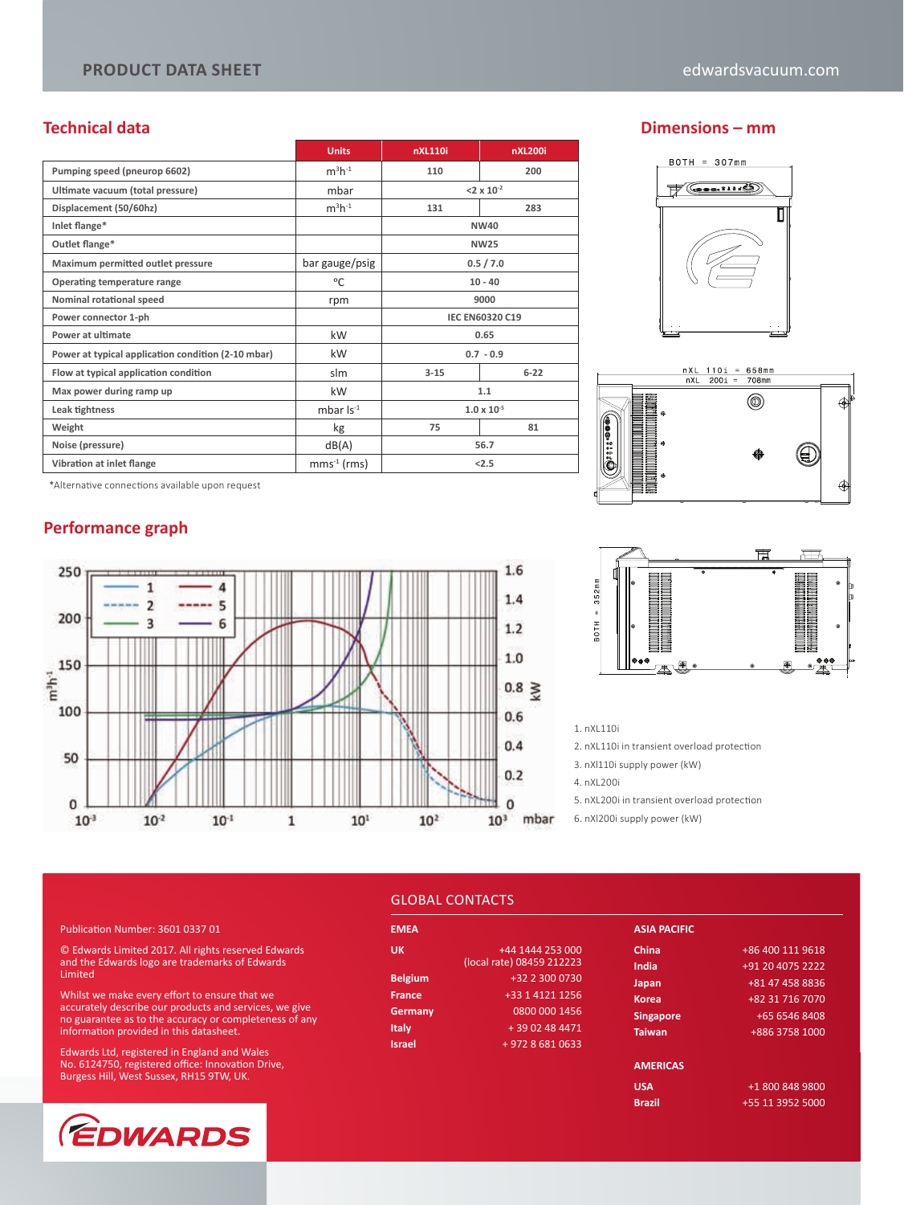## Technical data

| | Units | nXL110i | nXL200i |
|---|---|---|---|
| Pumping speed (pneurop 6602) | $m^3h^{-1}$ | 110 | 200 |
| Ultimate vacuum (total pressure) | mbar | $<2 \times 10^{-2}$ | |
| Displacement (50/60hz) | $m^3h^{-1}$ | 131 | 283 |
| Inlet flange* | | NW40 | |
| Outlet flange* | | NW25 | |
| Maximum permitted outlet pressure | bar gauge/psig | 0.5 / 7.0 | |
| Operating temperature range | °C | 10 - 40 | |
| Nominal rotational speed | rpm | 9000 | |
| Power connector 1-ph | | IEC EN60320 C19 | |
| Power at ultimate | kW | 0.65 | |
| Power at typical application condition (2-10 mbar) | kW | 0.7 - 0.9 | |
| Flow at typical application condition | slm | 3-15 | 6-22 |
| Max power during ramp up | kW | 1.1 | |
| Leak tightness | mbar $ls^{-1}$ | $1.0 \times 10^{-5}$ | |
| Weight | kg | 75 | 81 |
| Noise (pressure) | dB(A) | 56.7 | |
| Vibration at inlet flange | $mms^{-1}$ (rms) | <2.5 | |

*Alternative connections available upon request

## Dimensions – mm

BOTH = 307mm

nXL 110i = 658mm
nXL 200i = 708mm

BOTH = 352mm

## Performance graph

250
200
150
100
50
0
$m^3h^{-1}$

1.6
1.4
1.2
1.0
0.8
0.6
0.4
0.2
0
kW

$10^{-3}$ $10^{-2}$ $10^{-1}$ 1 $10^{1}$ $10^{2}$ $10^{3}$ mbar

1 2 3 4 5 6

1. nXL110i
2. nXL110i in transient overload protection
3. nXl110i supply power (kW)
4. nXL200i
5. nXL200i in transient overload protection
6. nXl200i supply power (kW)

Publication Number: 3601 0337 01

© Edwards Limited 2017. All rights reserved Edwards and the Edwards logo are trademarks of Edwards Limited

Whilst we make every effort to ensure that we accurately describe our products and services, we give no guarantee as to the accuracy or completeness of any information provided in this datasheet.

Edwards Ltd, registered in England and Wales No. 6124750, registered office: Innovation Drive, Burgess Hill, West Sussex, RH15 9TW, UK.

### GLOBAL CONTACTS

**EMEA**

| | |
|---|---|
| **UK** | +44 1444 253 000 (local rate) 08459 212223 |
| **Belgium** | +32 2 300 0730 |
| **France** | +33 1 4121 1256 |
| **Germany** | 0800 000 1456 |
| **Italy** | + 39 02 48 4471 |
| **Israel** | + 972 8 681 0633 |

**ASIA PACIFIC**

| | |
|---|---|
| **China** | +86 400 111 9618 |
| **India** | +91 20 4075 2222 |
| **Japan** | +81 47 458 8836 |
| **Korea** | +82 31 716 7070 |
| **Singapore** | +65 6546 8408 |
| **Taiwan** | +886 3758 1000 |

**AMERICAS**

| | |
|---|---|
| **USA** | +1 800 848 9800 |
| **Brazil** | +55 11 3952 5000 |

EDWARDS